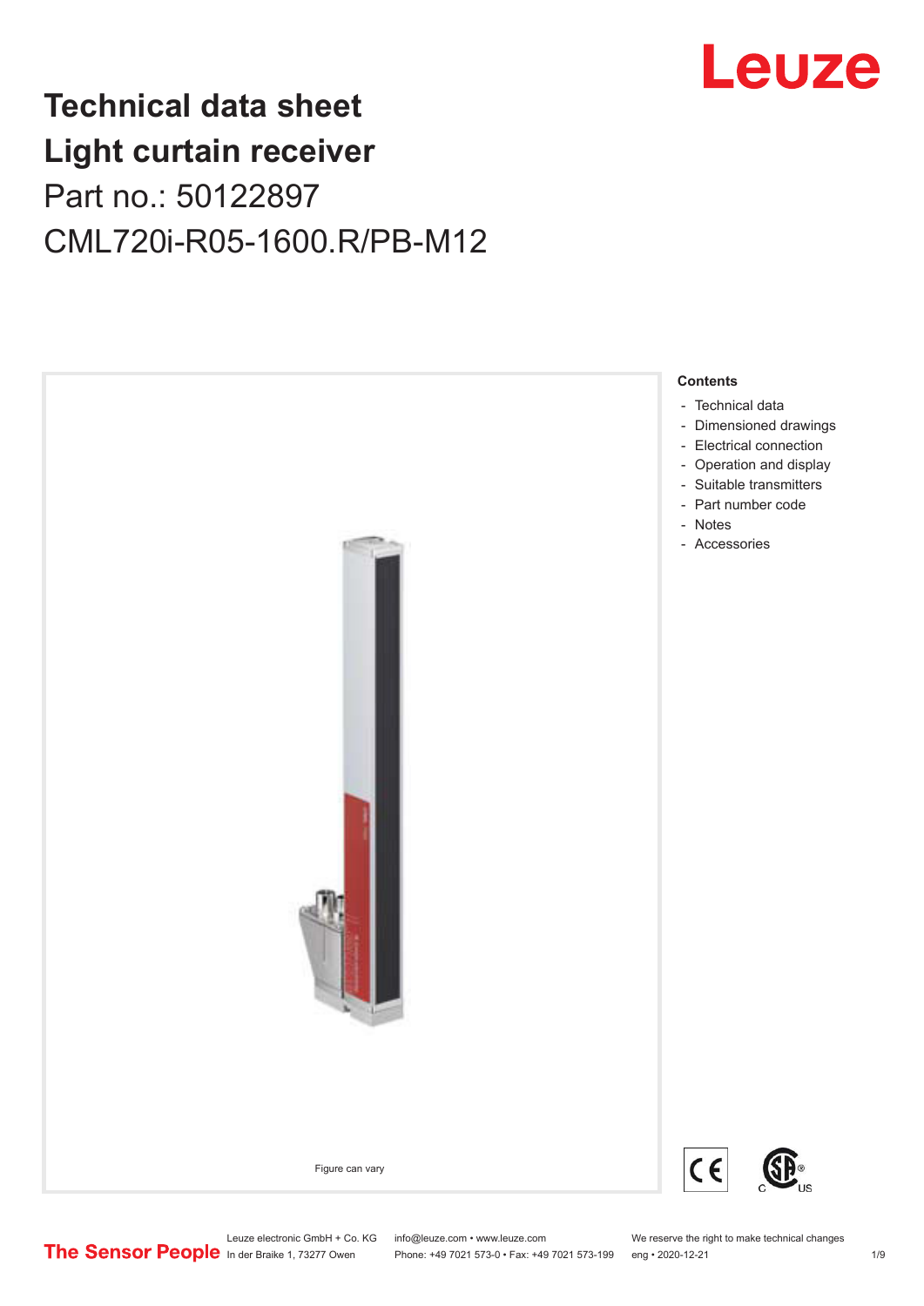# Technical data sheet
# Light curtain receiver

Part no.: 50122897

CML720i-R05-1600.R/PB-M12

Figure can vary

**Contents**

- Technical data
- Dimensioned drawings
- Electrical connection
- Operation and display
- Suitable transmitters
- Part number code
- Notes
- Accessories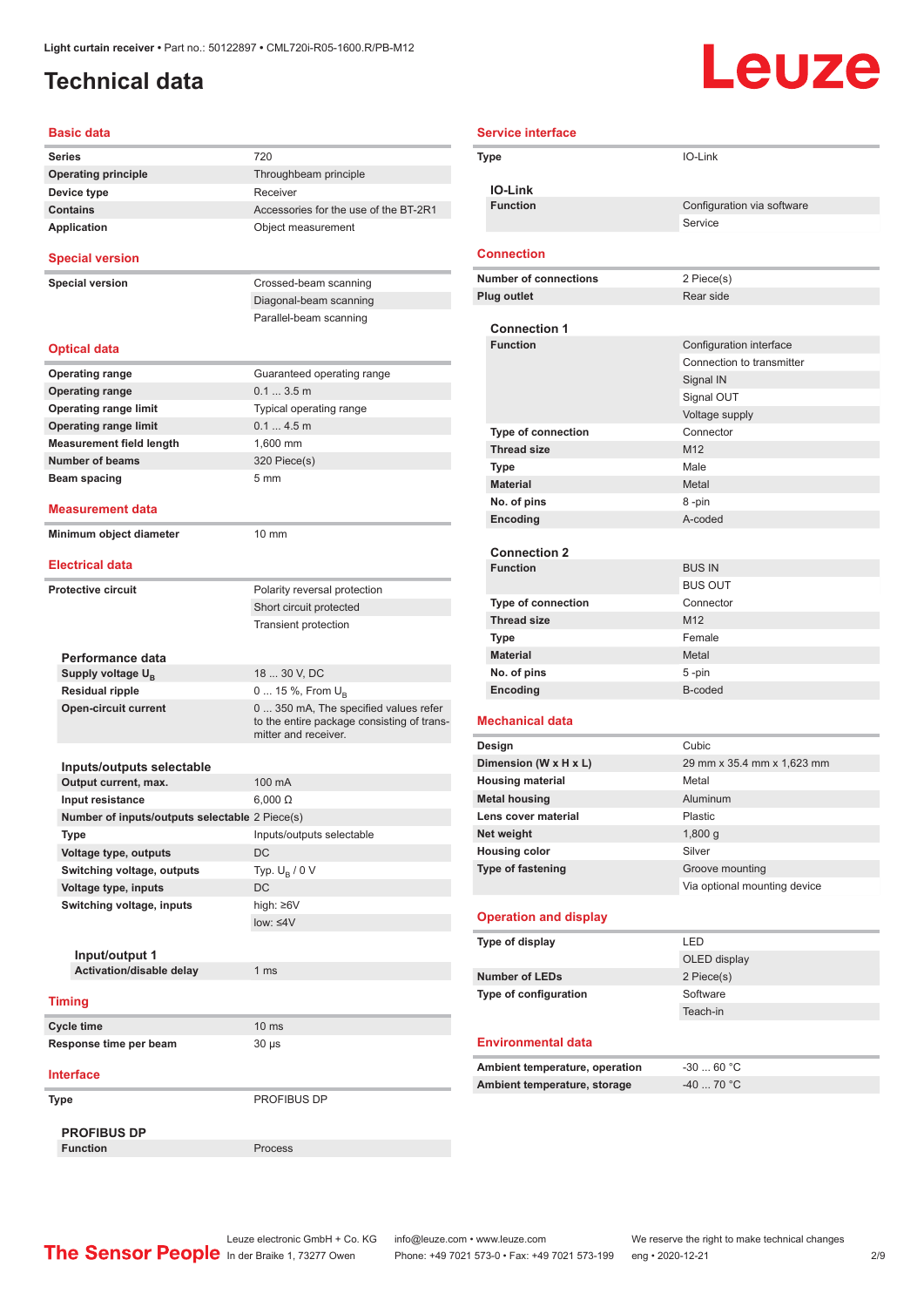# Technical data

Light curtain receiver • Part no.: 50122897 • CML720i-R05-1600.R/PB-M12

## Basic data

| | |
|---|---|
| Series | 720 |
| Operating principle | Throughbeam principle |
| Device type | Receiver |
| Contains | Accessories for the use of the BT-2R1 |
| Application | Object measurement |

## Special version

| | |
|---|---|
| Special version | Crossed-beam scanning |
| | Diagonal-beam scanning |
| | Parallel-beam scanning |

## Optical data

| | |
|---|---|
| Operating range | Guaranteed operating range |
| Operating range | 0.1 ... 3.5 m |
| Operating range limit | Typical operating range |
| Operating range limit | 0.1 ... 4.5 m |
| Measurement field length | 1,600 mm |
| Number of beams | 320 Piece(s) |
| Beam spacing | 5 mm |

## Measurement data

| | |
|---|---|
| Minimum object diameter | 10 mm |

## Electrical data

| | |
|---|---|
| Protective circuit | Polarity reversal protection |
| | Short circuit protected |
| | Transient protection |

### Performance data

| | |
|---|---|
| Supply voltage $U_B$ | 18 ... 30 V, DC |
| Residual ripple | 0 ... 15 %, From $U_B$ |
| Open-circuit current | 0 ... 350 mA, The specified values refer to the entire package consisting of transmitter and receiver. |

### Inputs/outputs selectable

| | |
|---|---|
| Output current, max. | 100 mA |
| Input resistance | 6,000 Ω |
| Number of inputs/outputs selectable | 2 Piece(s) |
| Type | Inputs/outputs selectable |
| Voltage type, outputs | DC |
| Switching voltage, outputs | Typ. $U_B$ / 0 V |
| Voltage type, inputs | DC |
| Switching voltage, inputs | high: ≥6V |
| | low: ≤4V |

#### Input/output 1

| | |
|---|---|
| Activation/disable delay | 1 ms |

## Timing

| | |
|---|---|
| Cycle time | 10 ms |
| Response time per beam | 30 μs |

## Interface

| | |
|---|---|
| Type | PROFIBUS DP |

### PROFIBUS DP

| | |
|---|---|
| Function | Process |

## Service interface

| | |
|---|---|
| Type | IO-Link |

### IO-Link

| | |
|---|---|
| Function | Configuration via software |
| | Service |

## Connection

| | |
|---|---|
| Number of connections | 2 Piece(s) |
| Plug outlet | Rear side |

### Connection 1

| | |
|---|---|
| Function | Configuration interface |
| | Connection to transmitter |
| | Signal IN |
| | Signal OUT |
| | Voltage supply |
| Type of connection | Connector |
| Thread size | M12 |
| Type | Male |
| Material | Metal |
| No. of pins | 8 -pin |
| Encoding | A-coded |

### Connection 2

| | |
|---|---|
| Function | BUS IN |
| | BUS OUT |
| Type of connection | Connector |
| Thread size | M12 |
| Type | Female |
| Material | Metal |
| No. of pins | 5 -pin |
| Encoding | B-coded |

## Mechanical data

| | |
|---|---|
| Design | Cubic |
| Dimension (W x H x L) | 29 mm x 35.4 mm x 1,623 mm |
| Housing material | Metal |
| Metal housing | Aluminum |
| Lens cover material | Plastic |
| Net weight | 1,800 g |
| Housing color | Silver |
| Type of fastening | Groove mounting |
| | Via optional mounting device |

## Operation and display

| | |
|---|---|
| Type of display | LED |
| | OLED display |
| Number of LEDs | 2 Piece(s) |
| Type of configuration | Software |
| | Teach-in |

## Environmental data

| | |
|---|---|
| Ambient temperature, operation | -30 ... 60 °C |
| Ambient temperature, storage | -40 ... 70 °C |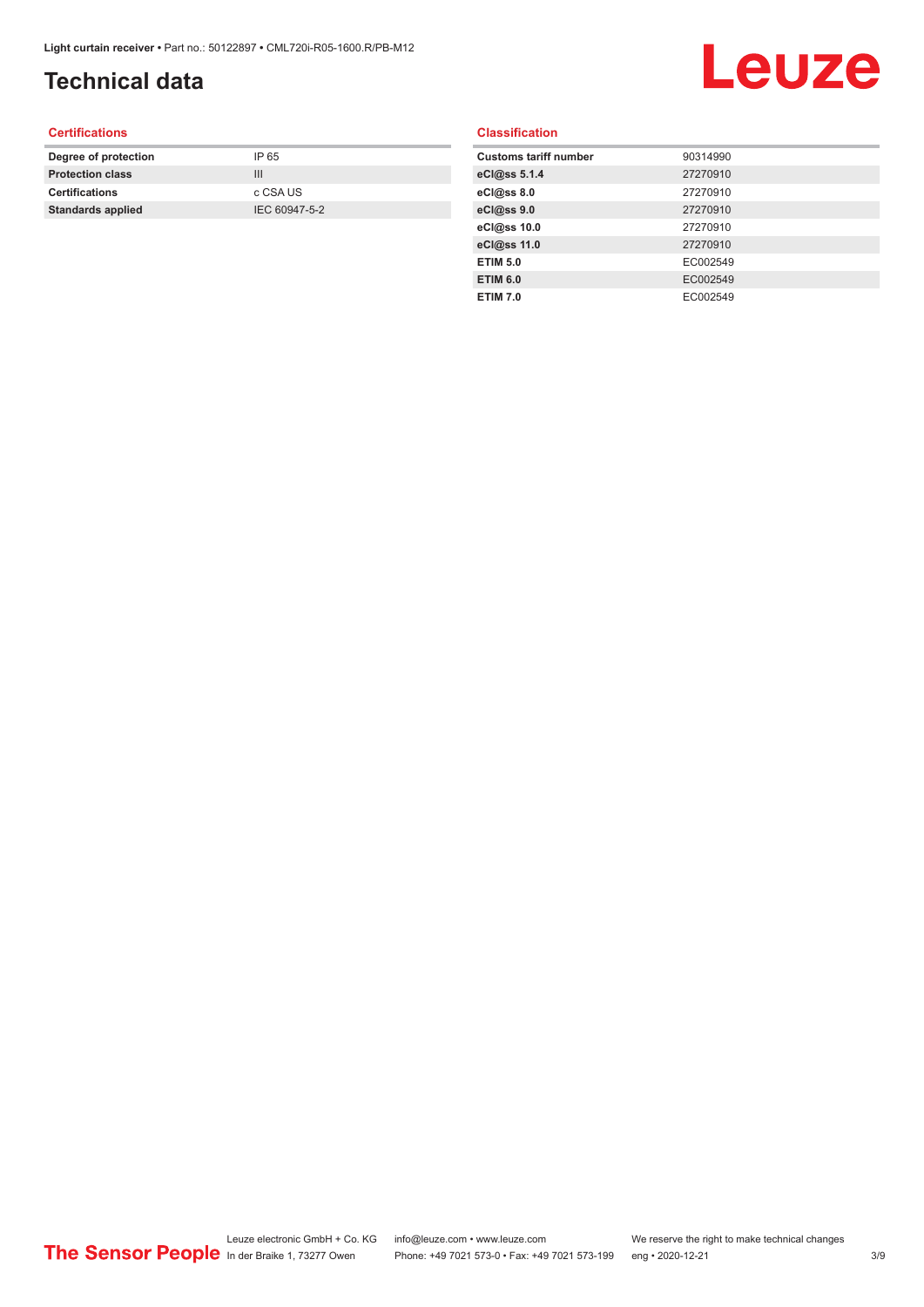# Technical data

## Certifications

| | |
|---|---|
| **Degree of protection** | IP 65 |
| **Protection class** | III |
| **Certifications** | c CSA US |
| **Standards applied** | IEC 60947-5-2 |

## Classification

| | |
|---|---|
| **Customs tariff number** | 90314990 |
| **eCl@ss 5.1.4** | 27270910 |
| **eCl@ss 8.0** | 27270910 |
| **eCl@ss 9.0** | 27270910 |
| **eCl@ss 10.0** | 27270910 |
| **eCl@ss 11.0** | 27270910 |
| **ETIM 5.0** | EC002549 |
| **ETIM 6.0** | EC002549 |
| **ETIM 7.0** | EC002549 |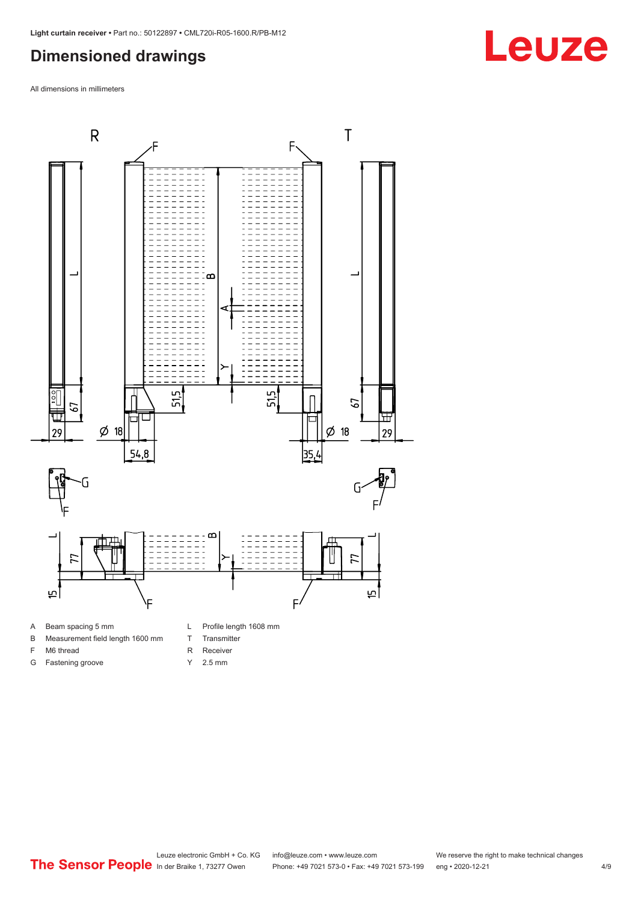## Dimensioned drawings

All dimensions in millimeters

A Beam spacing 5 mm
B Measurement field length 1600 mm
F M6 thread
G Fastening groove
L Profile length 1608 mm
T Transmitter
R Receiver
Y 2.5 mm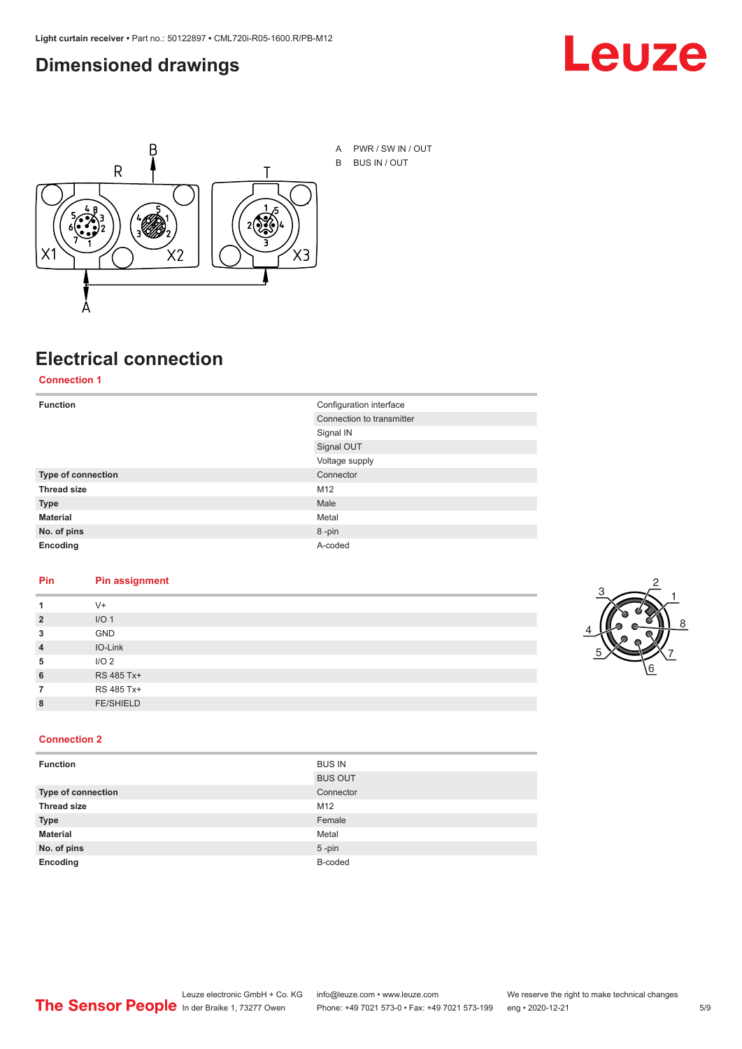## Dimensioned drawings

A PWR / SW IN / OUT

B BUS IN / OUT

## Electrical connection

### Connection 1

| | |
|---|---|
| **Function** | Configuration interface |
| | Connection to transmitter |
| | Signal IN |
| | Signal OUT |
| | Voltage supply |
| **Type of connection** | Connector |
| **Thread size** | M12 |
| **Type** | Male |
| **Material** | Metal |
| **No. of pins** | 8 -pin |
| **Encoding** | A-coded |

| Pin | Pin assignment |
|---|---|
| **1** | V+ |
| **2** | I/O 1 |
| **3** | GND |
| **4** | IO-Link |
| **5** | I/O 2 |
| **6** | RS 485 Tx+ |
| **7** | RS 485 Tx+ |
| **8** | FE/SHIELD |

### Connection 2

| | |
|---|---|
| **Function** | BUS IN |
| | BUS OUT |
| **Type of connection** | Connector |
| **Thread size** | M12 |
| **Type** | Female |
| **Material** | Metal |
| **No. of pins** | 5 -pin |
| **Encoding** | B-coded |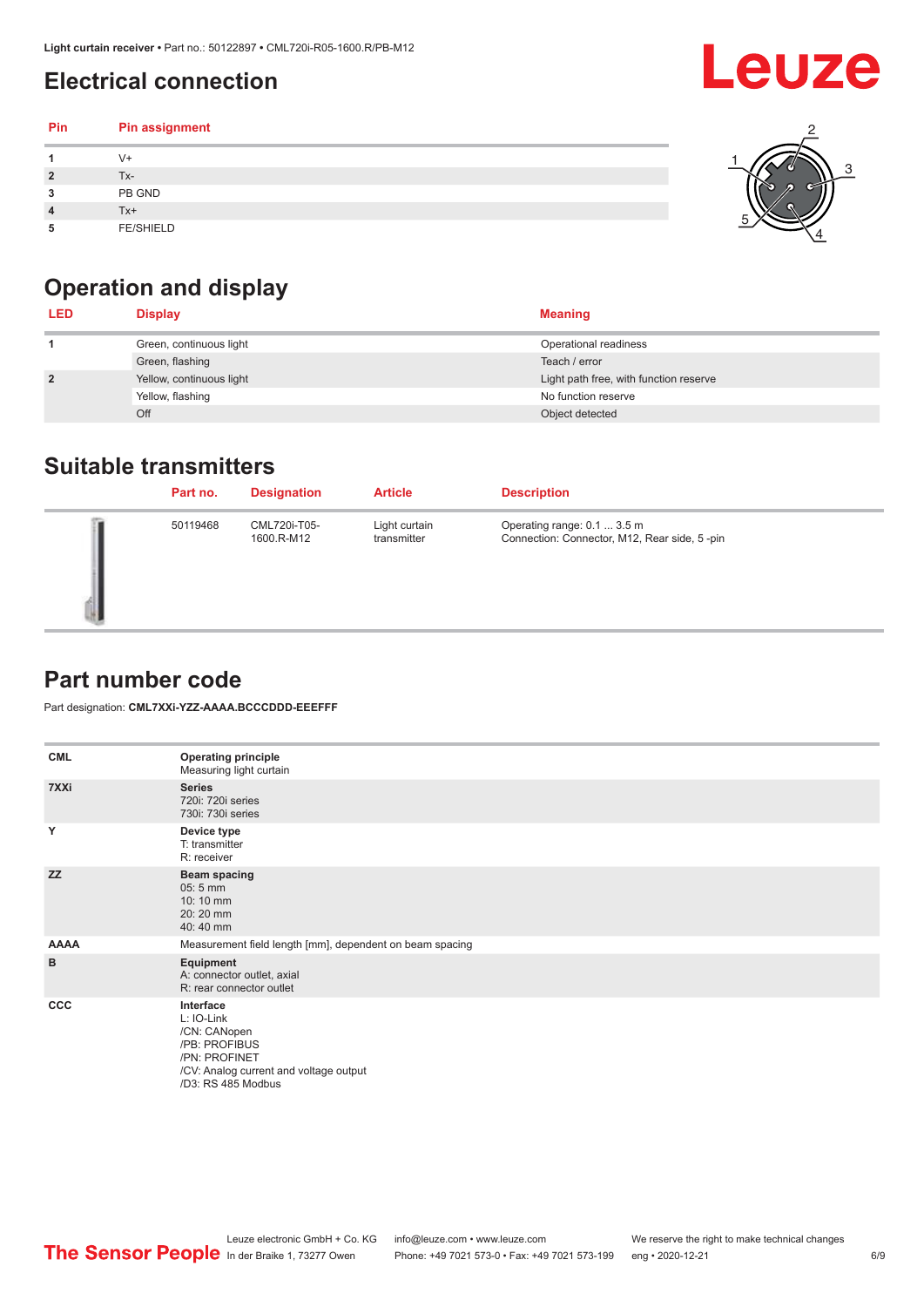## Electrical connection

| Pin | Pin assignment |
|---|---|
| 1 | V+ |
| 2 | Tx- |
| 3 | PB GND |
| 4 | Tx+ |
| 5 | FE/SHIELD |

## Operation and display

| LED | Display | Meaning |
|---|---|---|
| 1 | Green, continuous light | Operational readiness |
| | Green, flashing | Teach / error |
| 2 | Yellow, continuous light | Light path free, with function reserve |
| | Yellow, flashing | No function reserve |
| | Off | Object detected |

## Suitable transmitters

| | Part no. | Designation | Article | Description |
|---|---|---|---|---|
| | 50119468 | CML720i-T05-1600.R-M12 | Light curtain transmitter | Operating range: 0.1 ... 3.5 m<br>Connection: Connector, M12, Rear side, 5 -pin |

## Part number code

Part designation: **CML7XXi-YZZ-AAAA.BCCCDDD-EEEFFF**

| | |
|---|---|
| **CML** | **Operating principle**<br>Measuring light curtain |
| **7XXi** | **Series**<br>720i: 720i series<br>730i: 730i series |
| **Y** | **Device type**<br>T: transmitter<br>R: receiver |
| **ZZ** | **Beam spacing**<br>05: 5 mm<br>10: 10 mm<br>20: 20 mm<br>40: 40 mm |
| **AAAA** | Measurement field length [mm], dependent on beam spacing |
| **B** | **Equipment**<br>A: connector outlet, axial<br>R: rear connector outlet |
| **CCC** | **Interface**<br>L: IO-Link<br>/CN: CANopen<br>/PB: PROFIBUS<br>/PN: PROFINET<br>/CV: Analog current and voltage output<br>/D3: RS 485 Modbus |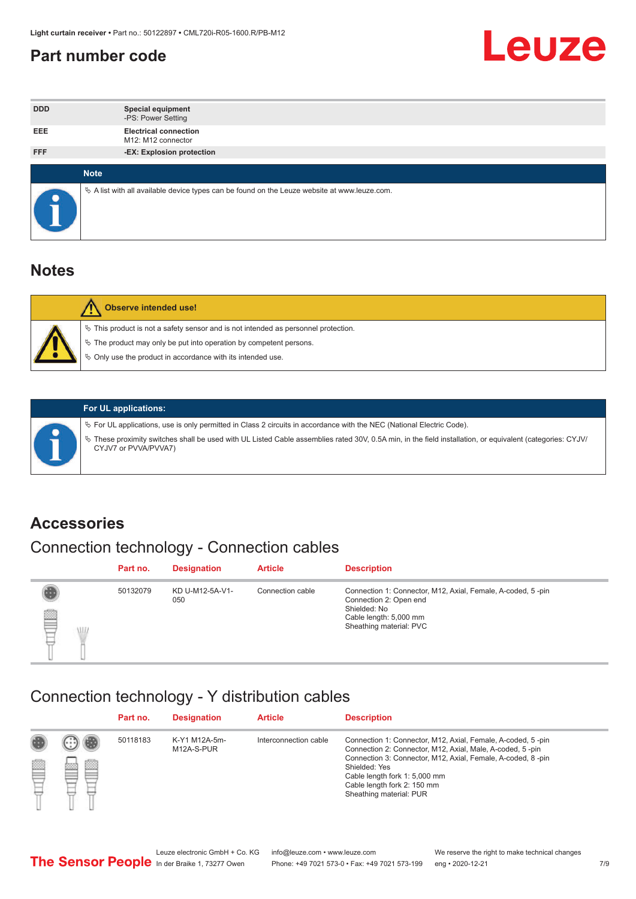# Part number code

| | |
|---|---|
| **DDD** | **Special equipment**<br>-PS: Power Setting |
| **EEE** | **Electrical connection**<br>M12: M12 connector |
| **FFF** | **-EX: Explosion protection** |

**Note**

- A list with all available device types can be found on the Leuze website at www.leuze.com.

# Notes

**Observe intended use!**

- This product is not a safety sensor and is not intended as personnel protection.
- The product may only be put into operation by competent persons.
- Only use the product in accordance with its intended use.

**For UL applications:**

- For UL applications, use is only permitted in Class 2 circuits in accordance with the NEC (National Electric Code).
- These proximity switches shall be used with UL Listed Cable assemblies rated 30V, 0.5A min, in the field installation, or equivalent (categories: CYJV/ CYJV7 or PVVA/PVVA7)

# Accessories

## Connection technology - Connection cables

| Part no. | Designation | Article | Description |
|---|---|---|---|
| 50132079 | KD U-M12-5A-V1-050 | Connection cable | Connection 1: Connector, M12, Axial, Female, A-coded, 5 -pin<br>Connection 2: Open end<br>Shielded: No<br>Cable length: 5,000 mm<br>Sheathing material: PVC |

## Connection technology - Y distribution cables

| Part no. | Designation | Article | Description |
|---|---|---|---|
| 50118183 | K-Y1 M12A-5m-M12A-S-PUR | Interconnection cable | Connection 1: Connector, M12, Axial, Female, A-coded, 5 -pin<br>Connection 2: Connector, M12, Axial, Male, A-coded, 5 -pin<br>Connection 3: Connector, M12, Axial, Female, A-coded, 8 -pin<br>Shielded: Yes<br>Cable length fork 1: 5,000 mm<br>Cable length fork 2: 150 mm<br>Sheathing material: PUR |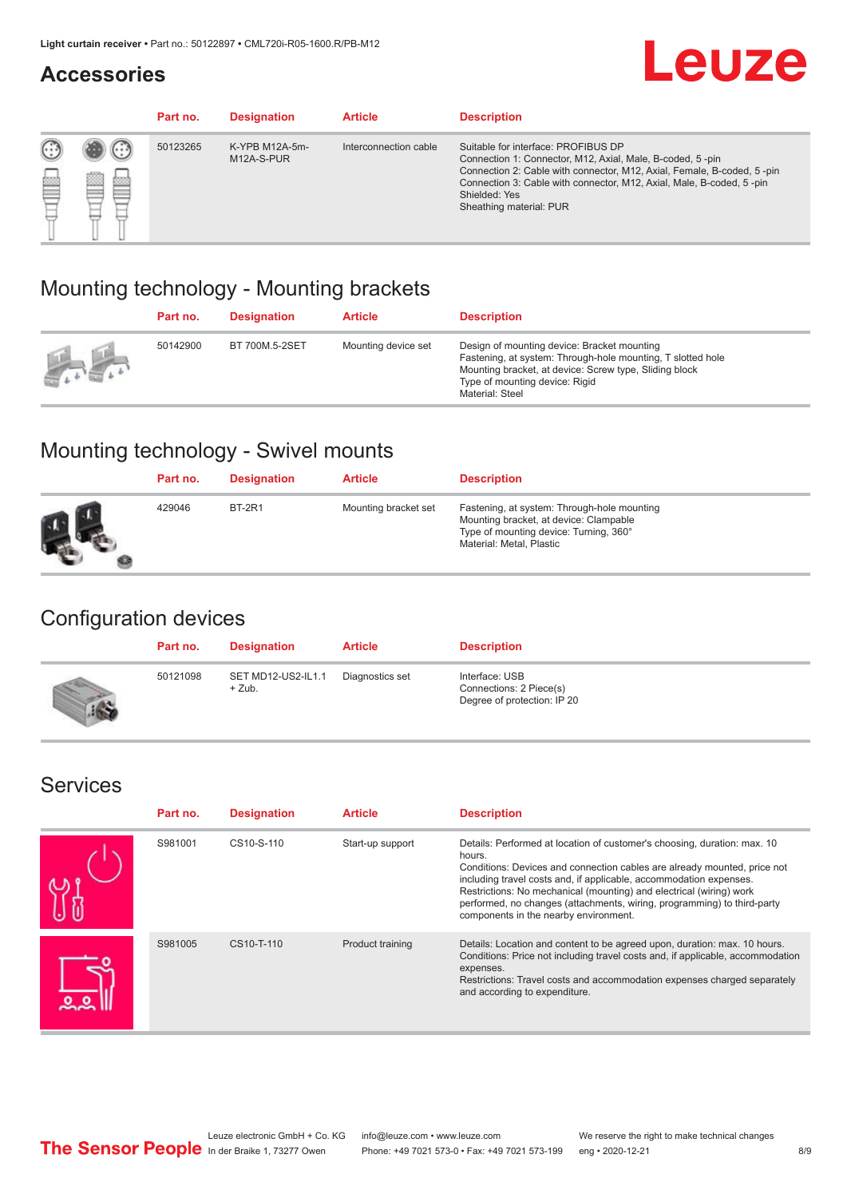## Accessories

| Part no. | Designation | Article | Description |
|---|---|---|---|
| 50123265 | K-YPB M12A-5m-M12A-S-PUR | Interconnection cable | Suitable for interface: PROFIBUS DP<br>Connection 1: Connector, M12, Axial, Male, B-coded, 5 -pin<br>Connection 2: Cable with connector, M12, Axial, Female, B-coded, 5 -pin<br>Connection 3: Cable with connector, M12, Axial, Male, B-coded, 5 -pin<br>Shielded: Yes<br>Sheathing material: PUR |

## Mounting technology - Mounting brackets

| Part no. | Designation | Article | Description |
|---|---|---|---|
| 50142900 | BT 700M.5-2SET | Mounting device set | Design of mounting device: Bracket mounting<br>Fastening, at system: Through-hole mounting, T slotted hole<br>Mounting bracket, at device: Screw type, Sliding block<br>Type of mounting device: Rigid<br>Material: Steel |

## Mounting technology - Swivel mounts

| Part no. | Designation | Article | Description |
|---|---|---|---|
| 429046 | BT-2R1 | Mounting bracket set | Fastening, at system: Through-hole mounting<br>Mounting bracket, at device: Clampable<br>Type of mounting device: Turning, 360°<br>Material: Metal, Plastic |

## Configuration devices

| Part no. | Designation | Article | Description |
|---|---|---|---|
| 50121098 | SET MD12-US2-IL1.1 + Zub. | Diagnostics set | Interface: USB<br>Connections: 2 Piece(s)<br>Degree of protection: IP 20 |

## Services

| Part no. | Designation | Article | Description |
|---|---|---|---|
| S981001 | CS10-S-110 | Start-up support | Details: Performed at location of customer's choosing, duration: max. 10 hours.<br>Conditions: Devices and connection cables are already mounted, price not including travel costs and, if applicable, accommodation expenses.<br>Restrictions: No mechanical (mounting) and electrical (wiring) work performed, no changes (attachments, wiring, programming) to third-party components in the nearby environment. |
| S981005 | CS10-T-110 | Product training | Details: Location and content to be agreed upon, duration: max. 10 hours.<br>Conditions: Price not including travel costs and, if applicable, accommodation expenses.<br>Restrictions: Travel costs and accommodation expenses charged separately and according to expenditure. |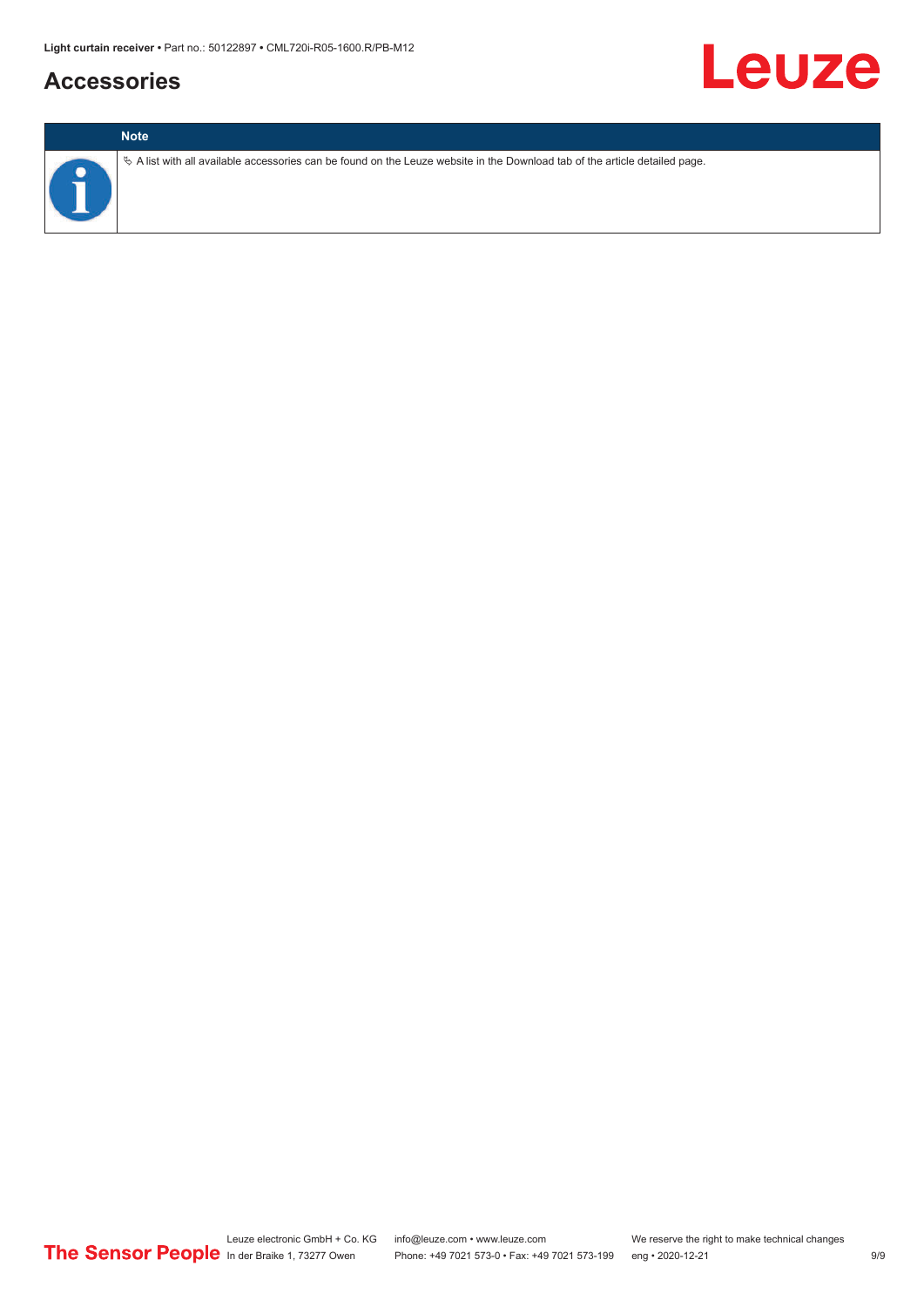## Accessories

| | Note |
|---|---|
| | ↳ A list with all available accessories can be found on the Leuze website in the Download tab of the article detailed page. |